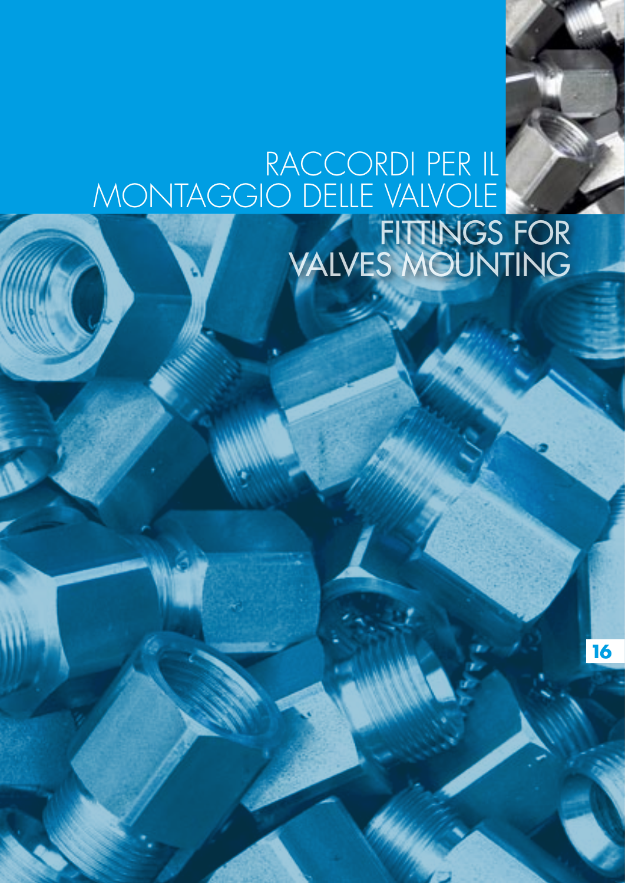# RACCORDI PER IL MONTAGGIO DELLE VALVOLE

# FITTINGS FOR VALVES MOUNTING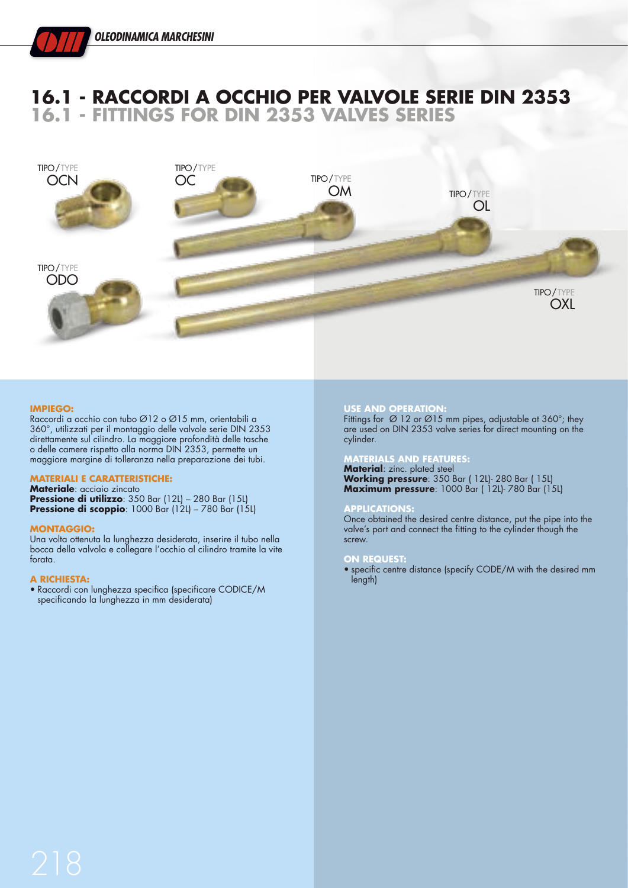# 16.1 - RACCORDI A OCCHIO PER VALVOLE SERIE DIN 2353
## 16.1 - FITTINGS FOR DIN 2353 VALVES SERIES

TIPO/TYPE OCN

TIPO/TYPE OC

TIPO/TYPE OM

TIPO/TYPE OL

TIPO/TYPE ODO

TIPO/TYPE OXL

**IMPIEGO:**
Raccordi a occhio con tubo Ø12 o Ø15 mm, orientabili a 360°, utilizzati per il montaggio delle valvole serie DIN 2353 direttamente sul cilindro. La maggiore profondità delle tasche o delle camere rispetto alla norma DIN 2353, permette un maggiore margine di tolleranza nella preparazione dei tubi.

**MATERIALI E CARATTERISTICHE:**
**Materiale**: acciaio zincato
**Pressione di utilizzo**: 350 Bar (12L) – 280 Bar (15L)
**Pressione di scoppio**: 1000 Bar (12L) – 780 Bar (15L)

**MONTAGGIO:**
Una volta ottenuta la lunghezza desiderata, inserire il tubo nella bocca della valvola e collegare l'occhio al cilindro tramite la vite forata.

**A RICHIESTA:**
- Raccordi con lunghezza specifica (specificare CODICE/M specificando la lunghezza in mm desiderata)

**USE AND OPERATION:**
Fittings for Ø 12 or Ø15 mm pipes, adjustable at 360°; they are used on DIN 2353 valve series for direct mounting on the cylinder.

**MATERIALS AND FEATURES:**
**Material**: zinc. plated steel
**Working pressure**: 350 Bar ( 12L)- 280 Bar ( 15L)
**Maximum pressure**: 1000 Bar ( 12L)- 780 Bar (15L)

**APPLICATIONS:**
Once obtained the desired centre distance, put the pipe into the valve's port and connect the fitting to the cylinder though the screw.

**ON REQUEST:**
- specific centre distance (specify CODE/M with the desired mm length)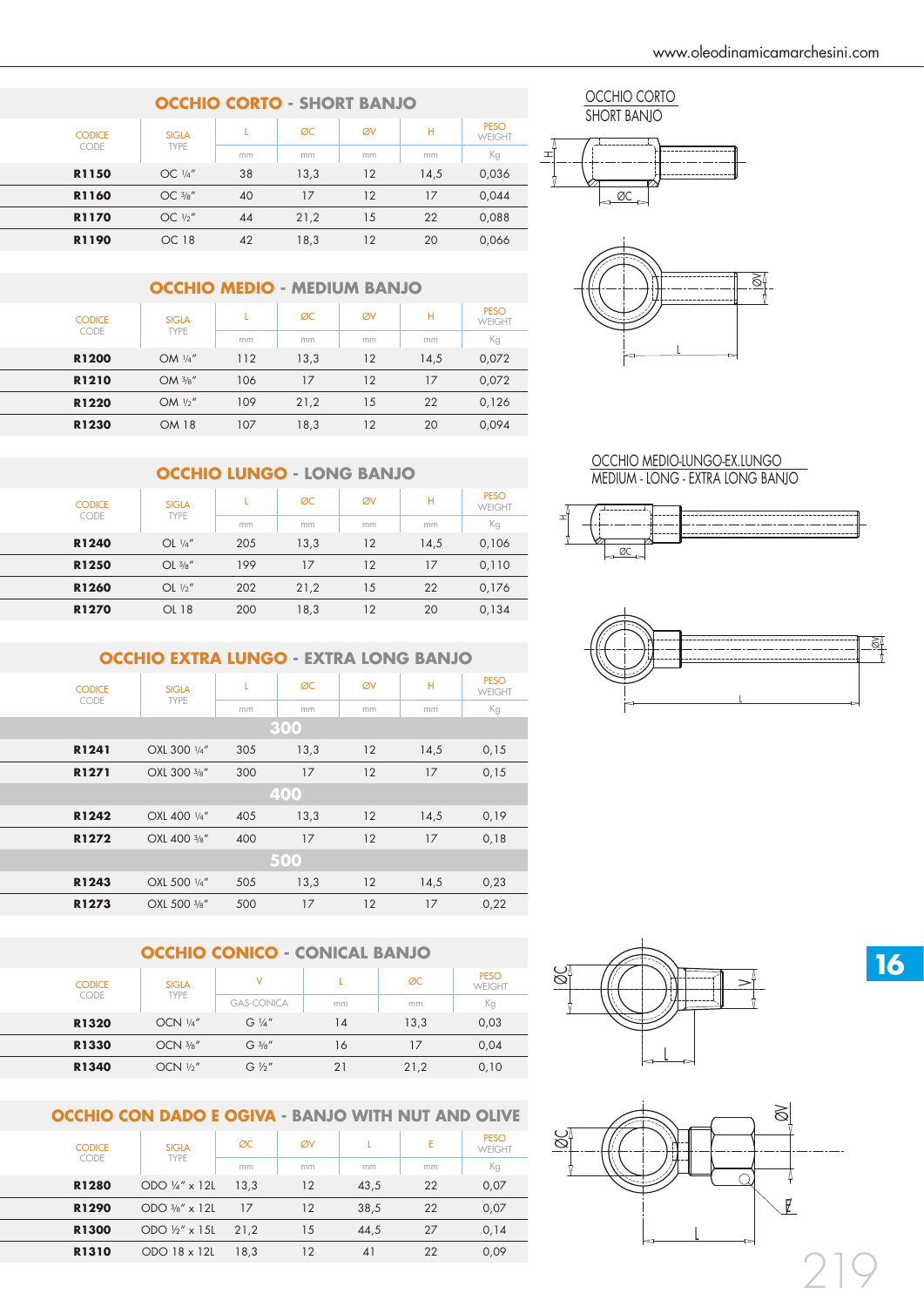## OCCHIO CORTO - SHORT BANJO

| CODICE CODE | SIGLA TYPE | L | ØC | ØV | H | PESO WEIGHT |
|---|---|---|---|---|---|---|
| | | mm | mm | mm | mm | Kg |
| **R1150** | OC ¼" | 38 | 13,3 | 12 | 14,5 | 0,036 |
| **R1160** | OC ⅜" | 40 | 17 | 12 | 17 | 0,044 |
| **R1170** | OC ½" | 44 | 21,2 | 15 | 22 | 0,088 |
| **R1190** | OC 18 | 42 | 18,3 | 12 | 20 | 0,066 |

## OCCHIO MEDIO - MEDIUM BANJO

| CODICE CODE | SIGLA TYPE | L | ØC | ØV | H | PESO WEIGHT |
|---|---|---|---|---|---|---|
| | | mm | mm | mm | mm | Kg |
| **R1200** | OM ¼" | 112 | 13,3 | 12 | 14,5 | 0,072 |
| **R1210** | OM ⅜" | 106 | 17 | 12 | 17 | 0,072 |
| **R1220** | OM ½" | 109 | 21,2 | 15 | 22 | 0,126 |
| **R1230** | OM 18 | 107 | 18,3 | 12 | 20 | 0,094 |

## OCCHIO LUNGO - LONG BANJO

| CODICE CODE | SIGLA TYPE | L | ØC | ØV | H | PESO WEIGHT |
|---|---|---|---|---|---|---|
| | | mm | mm | mm | mm | Kg |
| **R1240** | OL ¼" | 205 | 13,3 | 12 | 14,5 | 0,106 |
| **R1250** | OL ⅜" | 199 | 17 | 12 | 17 | 0,110 |
| **R1260** | OL ½" | 202 | 21,2 | 15 | 22 | 0,176 |
| **R1270** | OL 18 | 200 | 18,3 | 12 | 20 | 0,134 |

## OCCHIO EXTRA LUNGO - EXTRA LONG BANJO

| CODICE CODE | SIGLA TYPE | L | ØC | ØV | H | PESO WEIGHT |
|---|---|---|---|---|---|---|
| | | mm | mm | mm | mm | Kg |
| | | | **300** | | | |
| **R1241** | OXL 300 ¼" | 305 | 13,3 | 12 | 14,5 | 0,15 |
| **R1271** | OXL 300 ⅜" | 300 | 17 | 12 | 17 | 0,15 |
| | | | **400** | | | |
| **R1242** | OXL 400 ¼" | 405 | 13,3 | 12 | 14,5 | 0,19 |
| **R1272** | OXL 400 ⅜" | 400 | 17 | 12 | 17 | 0,18 |
| | | | **500** | | | |
| **R1243** | OXL 500 ¼" | 505 | 13,3 | 12 | 14,5 | 0,23 |
| **R1273** | OXL 500 ⅜" | 500 | 17 | 12 | 17 | 0,22 |

## OCCHIO CONICO - CONICAL BANJO

| CODICE CODE | SIGLA TYPE | V | L | ØC | PESO WEIGHT |
|---|---|---|---|---|---|
| | | GAS-CONICA | mm | mm | Kg |
| **R1320** | OCN ¼" | G ¼" | 14 | 13,3 | 0,03 |
| **R1330** | OCN ⅜" | G ⅜" | 16 | 17 | 0,04 |
| **R1340** | OCN ½" | G ½" | 21 | 21,2 | 0,10 |

## OCCHIO CON DADO E OGIVA - BANJO WITH NUT AND OLIVE

| CODICE CODE | SIGLA TYPE | ØC | ØV | L | E | PESO WEIGHT |
|---|---|---|---|---|---|---|
| | | mm | mm | mm | mm | Kg |
| **R1280** | ODO ¼" x 12L | 13,3 | 12 | 43,5 | 22 | 0,07 |
| **R1290** | ODO ⅜" x 12L | 17 | 12 | 38,5 | 22 | 0,07 |
| **R1300** | ODO ½" x 15L | 21,2 | 15 | 44,5 | 27 | 0,14 |
| **R1310** | ODO 18 x 12L | 18,3 | 12 | 41 | 22 | 0,09 |

OCCHIO CORTO
SHORT BANJO

OCCHIO MEDIO-LUNGO-EX.LUNGO
MEDIUM - LONG - EXTRA LONG BANJO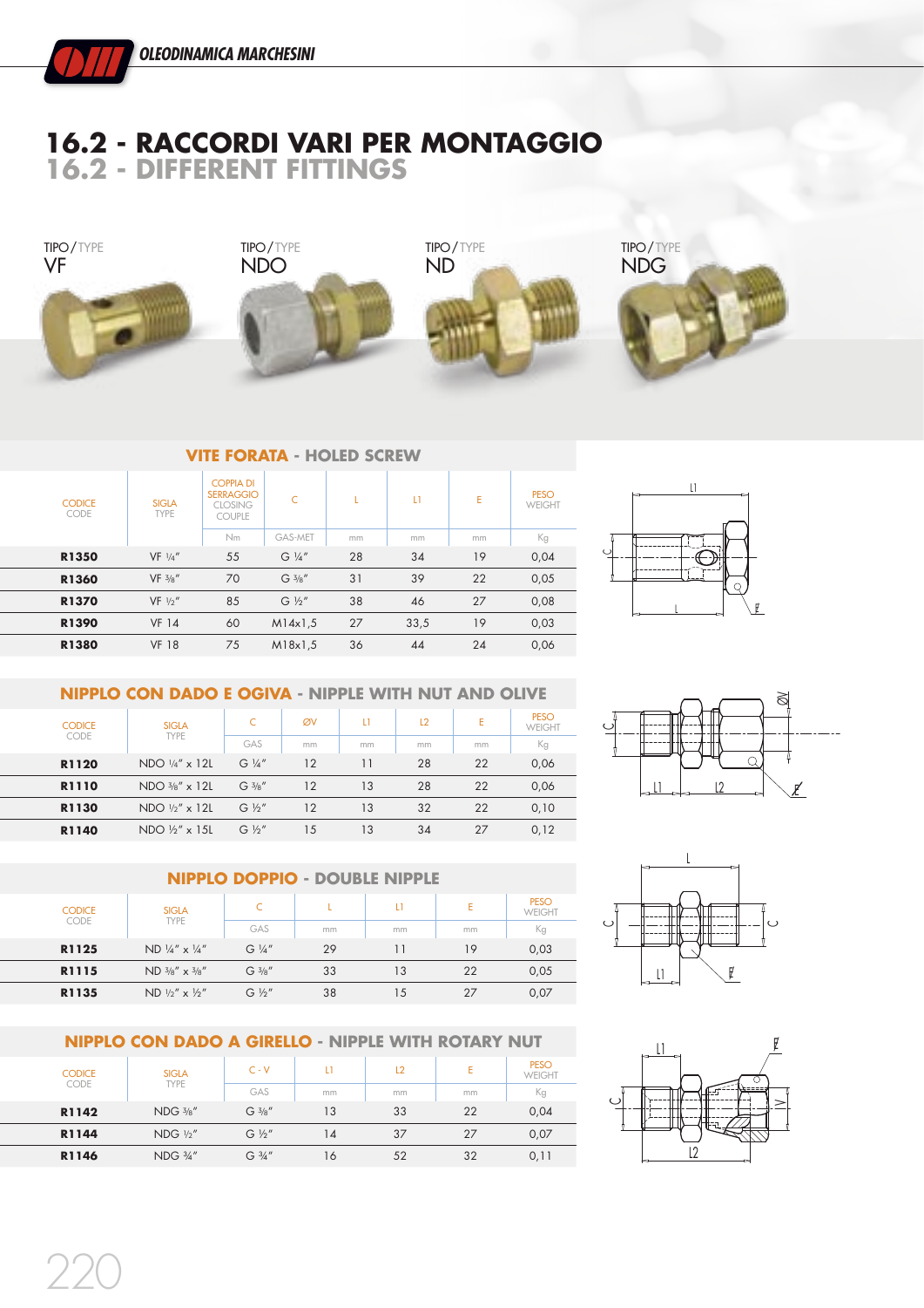# 16.2 - RACCORDI VARI PER MONTAGGIO
## 16.2 - DIFFERENT FITTINGS

TIPO / TYPE VF

TIPO / TYPE NDO

TIPO / TYPE ND

TIPO / TYPE NDG

### VITE FORATA - HOLED SCREW

| CODICE CODE | SIGLA TYPE | COPPIA DI SERRAGGIO CLOSING COUPLE | C | L | L1 | E | PESO WEIGHT |
|---|---|---|---|---|---|---|---|
| | | Nm | GAS-MET | mm | mm | mm | Kg |
| **R1350** | VF ¼" | 55 | G ¼" | 28 | 34 | 19 | 0,04 |
| **R1360** | VF ⅜" | 70 | G ⅜" | 31 | 39 | 22 | 0,05 |
| **R1370** | VF ½" | 85 | G ½" | 38 | 46 | 27 | 0,08 |
| **R1390** | VF 14 | 60 | M14x1,5 | 27 | 33,5 | 19 | 0,03 |
| **R1380** | VF 18 | 75 | M18x1,5 | 36 | 44 | 24 | 0,06 |

### NIPPLO CON DADO E OGIVA - NIPPLE WITH NUT AND OLIVE

| CODICE CODE | SIGLA TYPE | C | ØV | L1 | L2 | E | PESO WEIGHT |
|---|---|---|---|---|---|---|---|
| | | GAS | mm | mm | mm | mm | Kg |
| **R1120** | NDO ¼" x 12L | G ¼" | 12 | 11 | 28 | 22 | 0,06 |
| **R1110** | NDO ⅜" x 12L | G ⅜" | 12 | 13 | 28 | 22 | 0,06 |
| **R1130** | NDO ½" x 12L | G ½" | 12 | 13 | 32 | 22 | 0,10 |
| **R1140** | NDO ½" x 15L | G ½" | 15 | 13 | 34 | 27 | 0,12 |

### NIPPLO DOPPIO - DOUBLE NIPPLE

| CODICE CODE | SIGLA TYPE | C | L | L1 | E | PESO WEIGHT |
|---|---|---|---|---|---|---|
| | | GAS | mm | mm | mm | Kg |
| **R1125** | ND ¼" x ¼" | G ¼" | 29 | 11 | 19 | 0,03 |
| **R1115** | ND ⅜" x ⅜" | G ⅜" | 33 | 13 | 22 | 0,05 |
| **R1135** | ND ½" x ½" | G ½" | 38 | 15 | 27 | 0,07 |

### NIPPLO CON DADO A GIRELLO - NIPPLE WITH ROTARY NUT

| CODICE CODE | SIGLA TYPE | C - V | L1 | L2 | E | PESO WEIGHT |
|---|---|---|---|---|---|---|
| | | GAS | mm | mm | mm | Kg |
| **R1142** | NDG ⅜" | G ⅜" | 13 | 33 | 22 | 0,04 |
| **R1144** | NDG ½" | G ½" | 14 | 37 | 27 | 0,07 |
| **R1146** | NDG ¾" | G ¾" | 16 | 52 | 32 | 0,11 |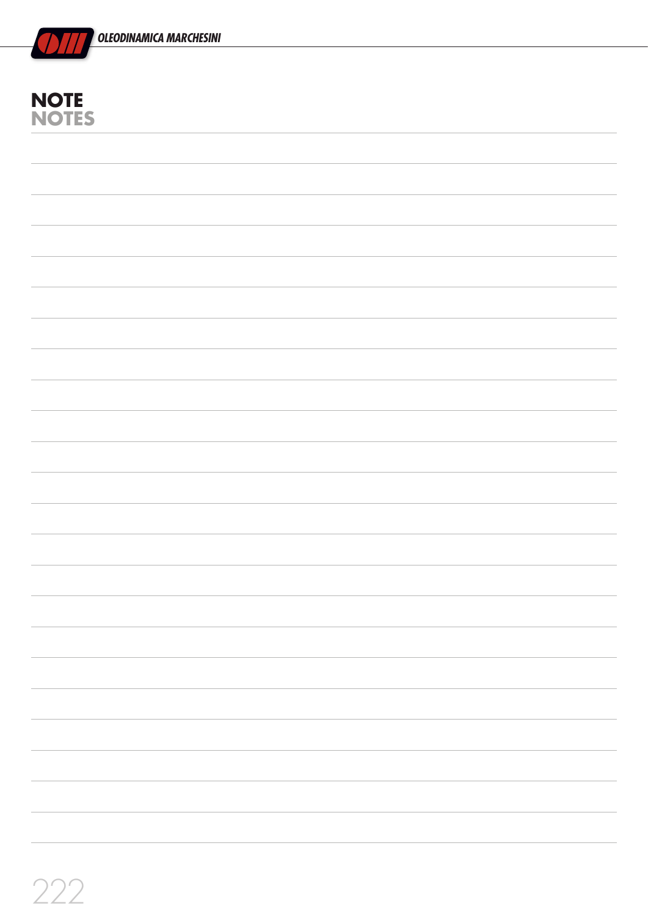# NOTE
# NOTES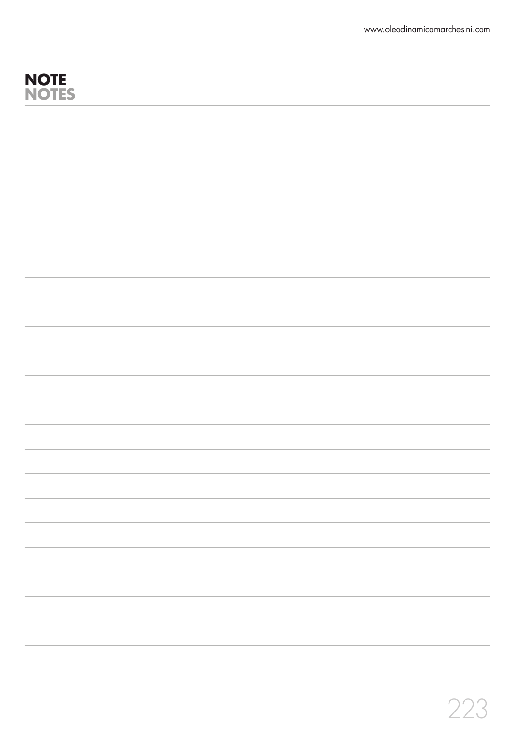# NOTE
# NOTES